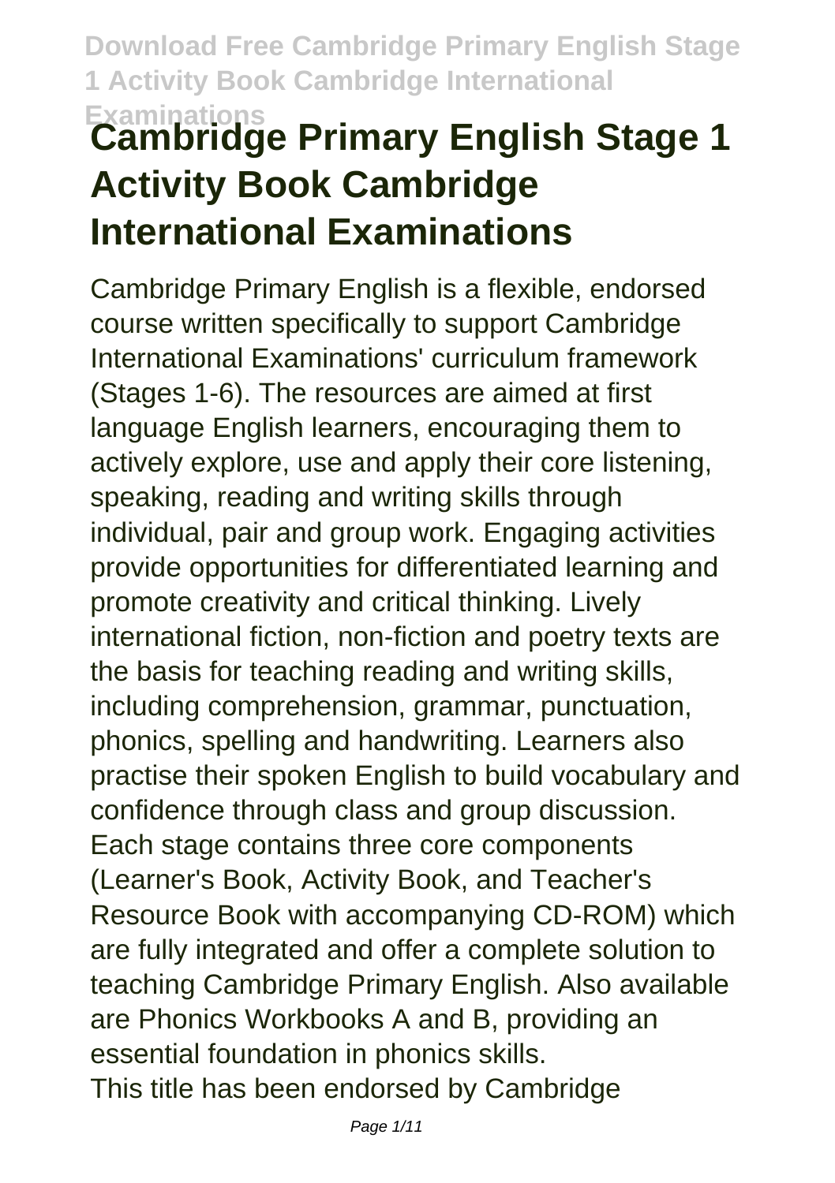# Cambridge Primary English Stage 1 Activity Book Cambridge International Examinations

Cambridge Primary English is a flexible, endorsed course written specifically to support Cambridge International Examinations' curriculum framework (Stages 1-6). The resources are aimed at first language English learners, encouraging them to actively explore, use and apply their core listening, speaking, reading and writing skills through individual, pair and group work. Engaging activities provide opportunities for differentiated learning and promote creativity and critical thinking. Lively international fiction, non-fiction and poetry texts are the basis for teaching reading and writing skills, including comprehension, grammar, punctuation, phonics, spelling and handwriting. Learners also practise their spoken English to build vocabulary and confidence through class and group discussion. Each stage contains three core components (Learner's Book, Activity Book, and Teacher's Resource Book with accompanying CD-ROM) which are fully integrated and offer a complete solution to teaching Cambridge Primary English. Also available are Phonics Workbooks A and B, providing an essential foundation in phonics skills.

This title has been endorsed by Cambridge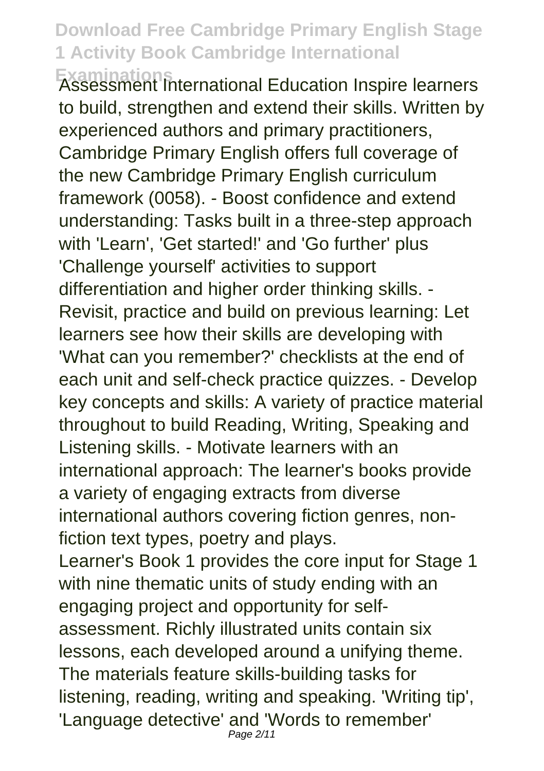Assessment International Education Inspire learners to build, strengthen and extend their skills. Written by experienced authors and primary practitioners, Cambridge Primary English offers full coverage of the new Cambridge Primary English curriculum framework (0058). - Boost confidence and extend understanding: Tasks built in a three-step approach with 'Learn', 'Get started!' and 'Go further' plus 'Challenge yourself' activities to support differentiation and higher order thinking skills. - Revisit, practice and build on previous learning: Let learners see how their skills are developing with 'What can you remember?' checklists at the end of each unit and self-check practice quizzes. - Develop key concepts and skills: A variety of practice material throughout to build Reading, Writing, Speaking and Listening skills. - Motivate learners with an international approach: The learner's books provide a variety of engaging extracts from diverse international authors covering fiction genres, non-fiction text types, poetry and plays.

Learner's Book 1 provides the core input for Stage 1 with nine thematic units of study ending with an engaging project and opportunity for self-assessment. Richly illustrated units contain six lessons, each developed around a unifying theme. The materials feature skills-building tasks for listening, reading, writing and speaking. 'Writing tip', 'Language detective' and 'Words to remember'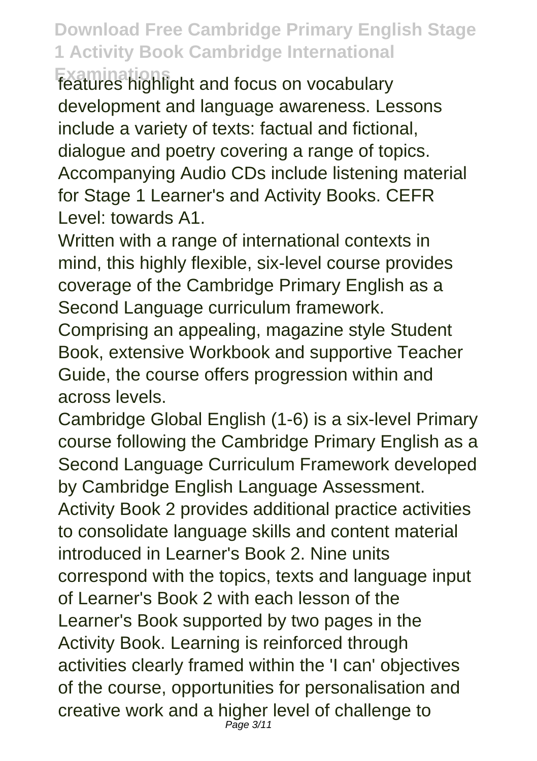features highlight and focus on vocabulary development and language awareness. Lessons include a variety of texts: factual and fictional, dialogue and poetry covering a range of topics. Accompanying Audio CDs include listening material for Stage 1 Learner's and Activity Books. CEFR Level: towards A1.

Written with a range of international contexts in mind, this highly flexible, six-level course provides coverage of the Cambridge Primary English as a Second Language curriculum framework. Comprising an appealing, magazine style Student Book, extensive Workbook and supportive Teacher Guide, the course offers progression within and across levels.

Cambridge Global English (1-6) is a six-level Primary course following the Cambridge Primary English as a Second Language Curriculum Framework developed by Cambridge English Language Assessment. Activity Book 2 provides additional practice activities to consolidate language skills and content material introduced in Learner's Book 2. Nine units correspond with the topics, texts and language input of Learner's Book 2 with each lesson of the Learner's Book supported by two pages in the Activity Book. Learning is reinforced through activities clearly framed within the 'I can' objectives of the course, opportunities for personalisation and creative work and a higher level of challenge to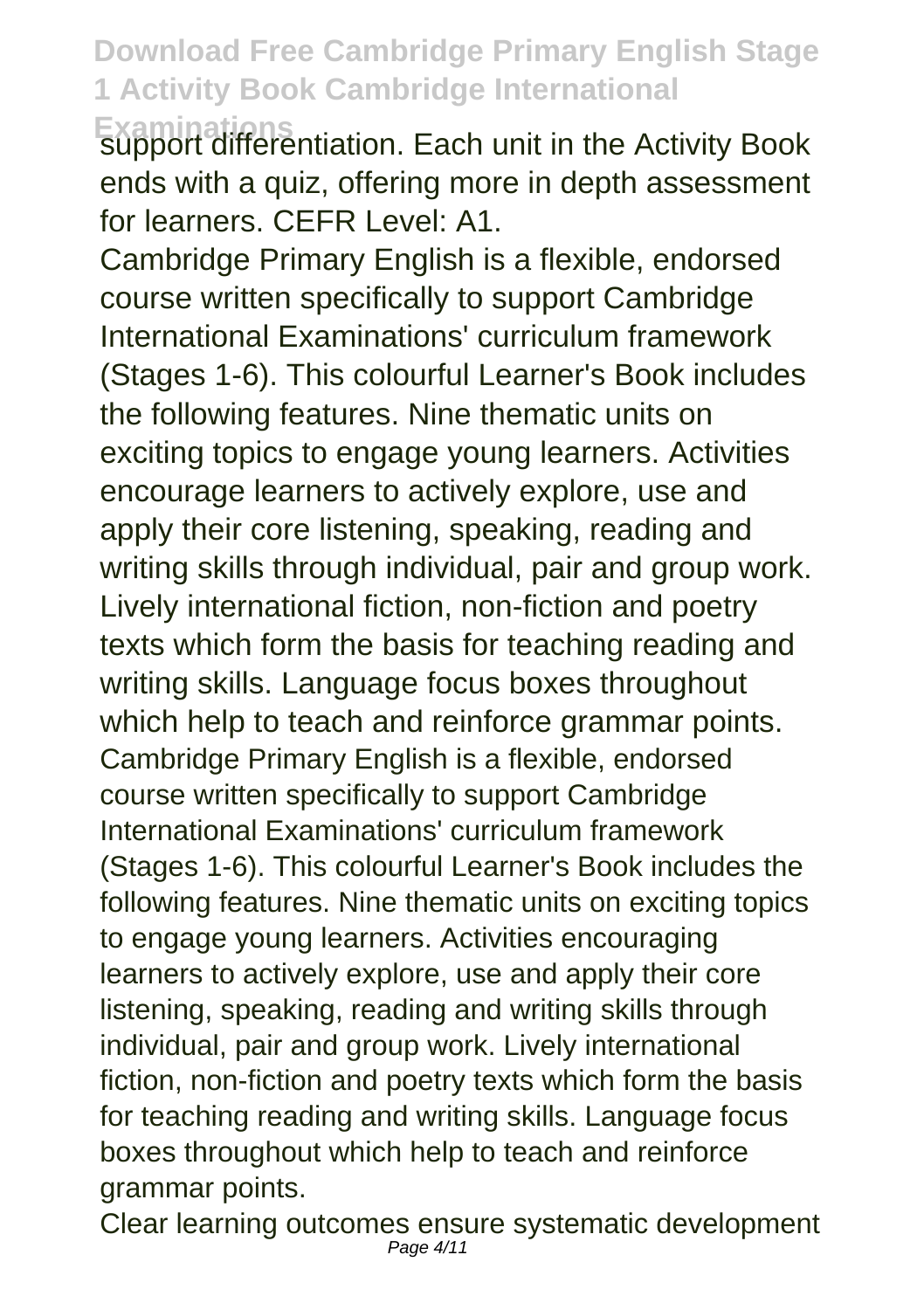support differentiation. Each unit in the Activity Book ends with a quiz, offering more in depth assessment for learners. CEFR Level: A1.

Cambridge Primary English is a flexible, endorsed course written specifically to support Cambridge International Examinations' curriculum framework (Stages 1-6). This colourful Learner's Book includes the following features. Nine thematic units on exciting topics to engage young learners. Activities encourage learners to actively explore, use and apply their core listening, speaking, reading and writing skills through individual, pair and group work. Lively international fiction, non-fiction and poetry texts which form the basis for teaching reading and writing skills. Language focus boxes throughout which help to teach and reinforce grammar points. Cambridge Primary English is a flexible, endorsed course written specifically to support Cambridge International Examinations' curriculum framework (Stages 1-6). This colourful Learner's Book includes the following features. Nine thematic units on exciting topics to engage young learners. Activities encouraging learners to actively explore, use and apply their core listening, speaking, reading and writing skills through individual, pair and group work. Lively international fiction, non-fiction and poetry texts which form the basis for teaching reading and writing skills. Language focus boxes throughout which help to teach and reinforce grammar points.

Clear learning outcomes ensure systematic development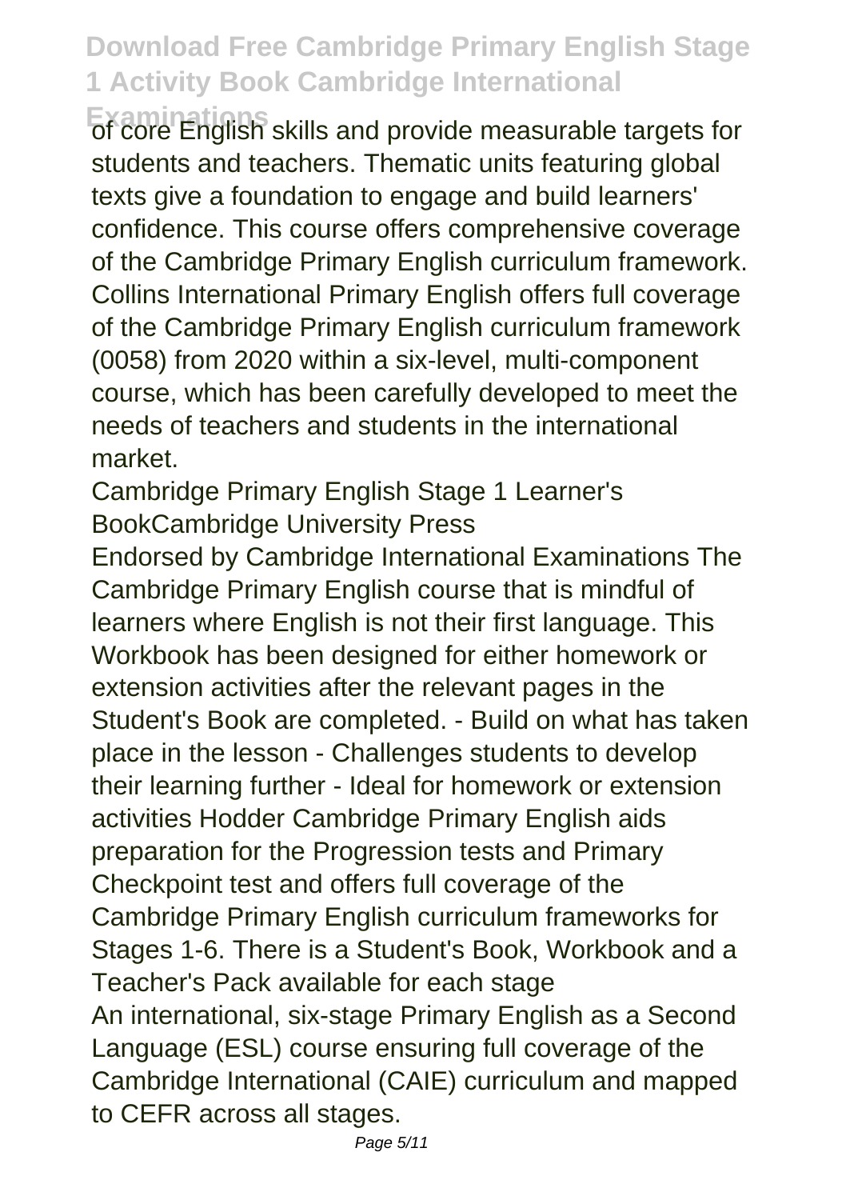of core English skills and provide measurable targets for students and teachers. Thematic units featuring global texts give a foundation to engage and build learners' confidence. This course offers comprehensive coverage of the Cambridge Primary English curriculum framework. Collins International Primary English offers full coverage of the Cambridge Primary English curriculum framework (0058) from 2020 within a six-level, multi-component course, which has been carefully developed to meet the needs of teachers and students in the international market.

Cambridge Primary English Stage 1 Learner's BookCambridge University Press

Endorsed by Cambridge International Examinations The Cambridge Primary English course that is mindful of learners where English is not their first language. This Workbook has been designed for either homework or extension activities after the relevant pages in the Student's Book are completed. - Build on what has taken place in the lesson - Challenges students to develop their learning further - Ideal for homework or extension activities Hodder Cambridge Primary English aids preparation for the Progression tests and Primary Checkpoint test and offers full coverage of the Cambridge Primary English curriculum frameworks for Stages 1-6. There is a Student's Book, Workbook and a Teacher's Pack available for each stage

An international, six-stage Primary English as a Second Language (ESL) course ensuring full coverage of the Cambridge International (CAIE) curriculum and mapped to CEFR across all stages.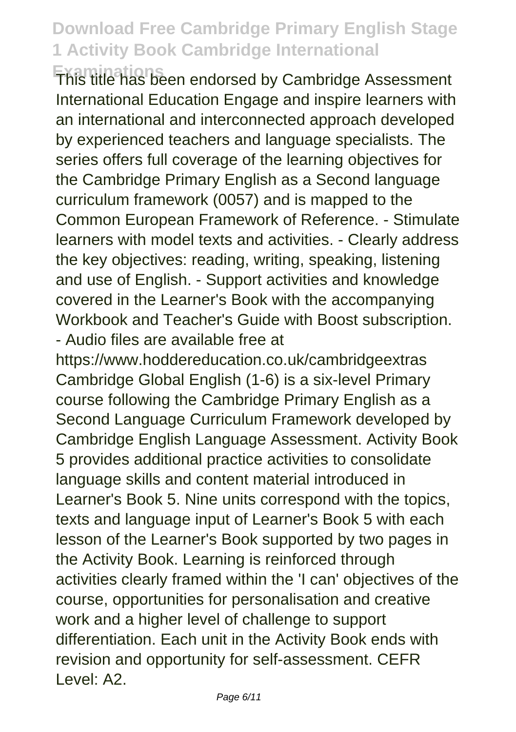This title has been endorsed by Cambridge Assessment International Education Engage and inspire learners with an international and interconnected approach developed by experienced teachers and language specialists. The series offers full coverage of the learning objectives for the Cambridge Primary English as a Second language curriculum framework (0057) and is mapped to the Common European Framework of Reference. - Stimulate learners with model texts and activities. - Clearly address the key objectives: reading, writing, speaking, listening and use of English. - Support activities and knowledge covered in the Learner's Book with the accompanying Workbook and Teacher's Guide with Boost subscription. - Audio files are available free at https://www.hoddereducation.co.uk/cambridgeextras

Cambridge Global English (1-6) is a six-level Primary course following the Cambridge Primary English as a Second Language Curriculum Framework developed by Cambridge English Language Assessment. Activity Book 5 provides additional practice activities to consolidate language skills and content material introduced in Learner's Book 5. Nine units correspond with the topics, texts and language input of Learner's Book 5 with each lesson of the Learner's Book supported by two pages in the Activity Book. Learning is reinforced through activities clearly framed within the 'I can' objectives of the course, opportunities for personalisation and creative work and a higher level of challenge to support differentiation. Each unit in the Activity Book ends with revision and opportunity for self-assessment. CEFR Level: A2.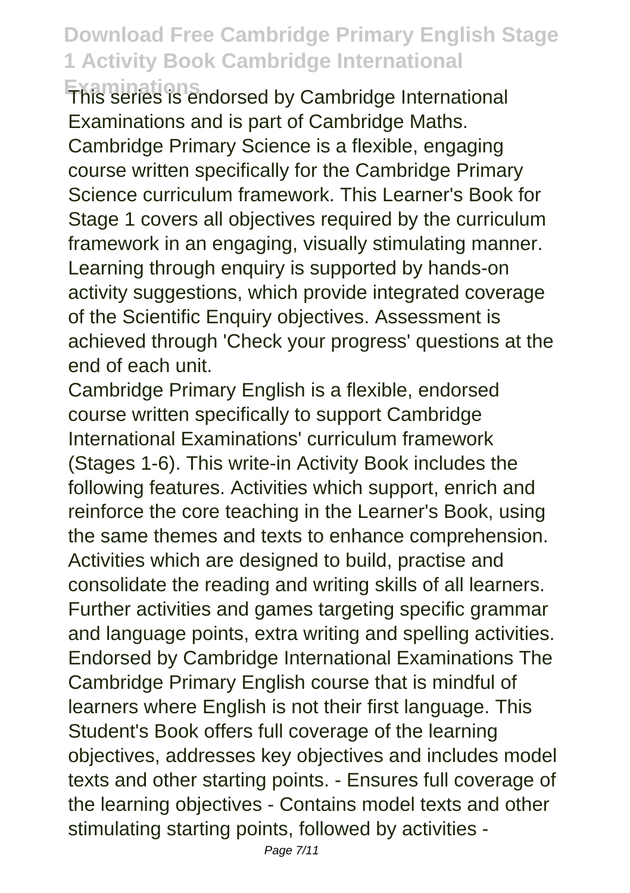This series is endorsed by Cambridge International Examinations and is part of Cambridge Maths. Cambridge Primary Science is a flexible, engaging course written specifically for the Cambridge Primary Science curriculum framework. This Learner's Book for Stage 1 covers all objectives required by the curriculum framework in an engaging, visually stimulating manner. Learning through enquiry is supported by hands-on activity suggestions, which provide integrated coverage of the Scientific Enquiry objectives. Assessment is achieved through 'Check your progress' questions at the end of each unit.

Cambridge Primary English is a flexible, endorsed course written specifically to support Cambridge International Examinations' curriculum framework (Stages 1-6). This write-in Activity Book includes the following features. Activities which support, enrich and reinforce the core teaching in the Learner's Book, using the same themes and texts to enhance comprehension. Activities which are designed to build, practise and consolidate the reading and writing skills of all learners. Further activities and games targeting specific grammar and language points, extra writing and spelling activities. Endorsed by Cambridge International Examinations The Cambridge Primary English course that is mindful of learners where English is not their first language. This Student's Book offers full coverage of the learning objectives, addresses key objectives and includes model texts and other starting points. - Ensures full coverage of the learning objectives - Contains model texts and other stimulating starting points, followed by activities -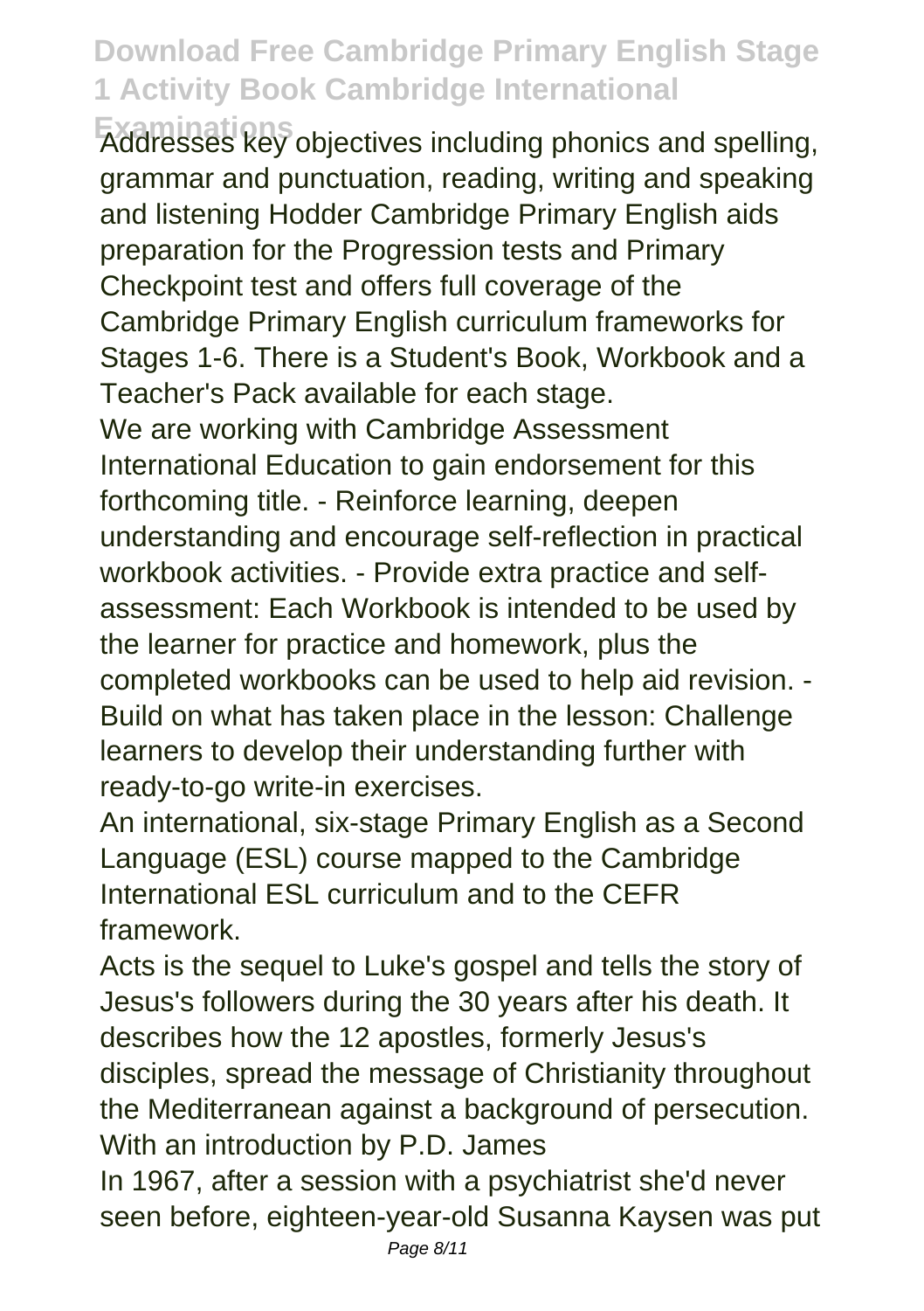Addresses key objectives including phonics and spelling, grammar and punctuation, reading, writing and speaking and listening Hodder Cambridge Primary English aids preparation for the Progression tests and Primary Checkpoint test and offers full coverage of the Cambridge Primary English curriculum frameworks for Stages 1-6. There is a Student's Book, Workbook and a Teacher's Pack available for each stage.

We are working with Cambridge Assessment International Education to gain endorsement for this forthcoming title. - Reinforce learning, deepen understanding and encourage self-reflection in practical workbook activities. - Provide extra practice and self-assessment: Each Workbook is intended to be used by the learner for practice and homework, plus the completed workbooks can be used to help aid revision. - Build on what has taken place in the lesson: Challenge learners to develop their understanding further with ready-to-go write-in exercises.

An international, six-stage Primary English as a Second Language (ESL) course mapped to the Cambridge International ESL curriculum and to the CEFR framework.

Acts is the sequel to Luke's gospel and tells the story of Jesus's followers during the 30 years after his death. It describes how the 12 apostles, formerly Jesus's disciples, spread the message of Christianity throughout the Mediterranean against a background of persecution. With an introduction by P.D. James

In 1967, after a session with a psychiatrist she'd never seen before, eighteen-year-old Susanna Kaysen was put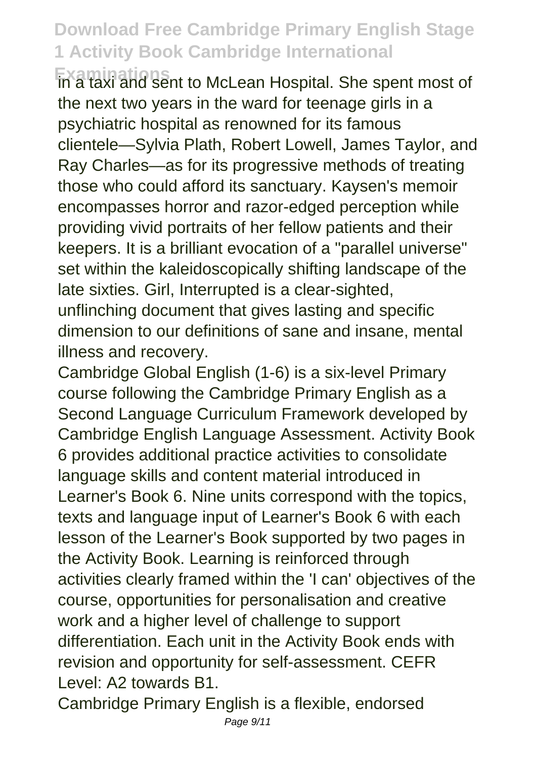in a taxi and sent to McLean Hospital. She spent most of the next two years in the ward for teenage girls in a psychiatric hospital as renowned for its famous clientele—Sylvia Plath, Robert Lowell, James Taylor, and Ray Charles—as for its progressive methods of treating those who could afford its sanctuary. Kaysen's memoir encompasses horror and razor-edged perception while providing vivid portraits of her fellow patients and their keepers. It is a brilliant evocation of a "parallel universe" set within the kaleidoscopically shifting landscape of the late sixties. Girl, Interrupted is a clear-sighted, unflinching document that gives lasting and specific dimension to our definitions of sane and insane, mental illness and recovery.

Cambridge Global English (1-6) is a six-level Primary course following the Cambridge Primary English as a Second Language Curriculum Framework developed by Cambridge English Language Assessment. Activity Book 6 provides additional practice activities to consolidate language skills and content material introduced in Learner's Book 6. Nine units correspond with the topics, texts and language input of Learner's Book 6 with each lesson of the Learner's Book supported by two pages in the Activity Book. Learning is reinforced through activities clearly framed within the 'I can' objectives of the course, opportunities for personalisation and creative work and a higher level of challenge to support differentiation. Each unit in the Activity Book ends with revision and opportunity for self-assessment. CEFR Level: A2 towards B1.

Cambridge Primary English is a flexible, endorsed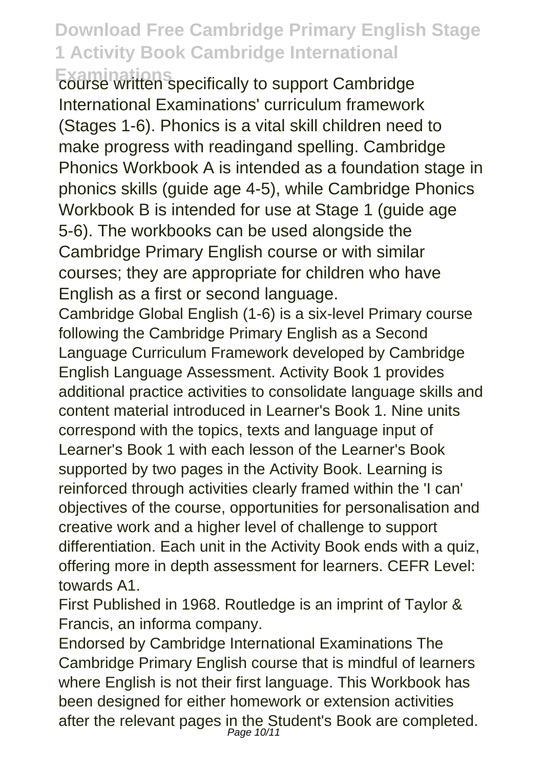course written specifically to support Cambridge International Examinations' curriculum framework (Stages 1-6). Phonics is a vital skill children need to make progress with readingand spelling. Cambridge Phonics Workbook A is intended as a foundation stage in phonics skills (guide age 4-5), while Cambridge Phonics Workbook B is intended for use at Stage 1 (guide age 5-6). The workbooks can be used alongside the Cambridge Primary English course or with similar courses; they are appropriate for children who have English as a first or second language.

Cambridge Global English (1-6) is a six-level Primary course following the Cambridge Primary English as a Second Language Curriculum Framework developed by Cambridge English Language Assessment. Activity Book 1 provides additional practice activities to consolidate language skills and content material introduced in Learner's Book 1. Nine units correspond with the topics, texts and language input of Learner's Book 1 with each lesson of the Learner's Book supported by two pages in the Activity Book. Learning is reinforced through activities clearly framed within the 'I can' objectives of the course, opportunities for personalisation and creative work and a higher level of challenge to support differentiation. Each unit in the Activity Book ends with a quiz, offering more in depth assessment for learners. CEFR Level: towards A1.

First Published in 1968. Routledge is an imprint of Taylor & Francis, an informa company.

Endorsed by Cambridge International Examinations The Cambridge Primary English course that is mindful of learners where English is not their first language. This Workbook has been designed for either homework or extension activities after the relevant pages in the Student's Book are completed.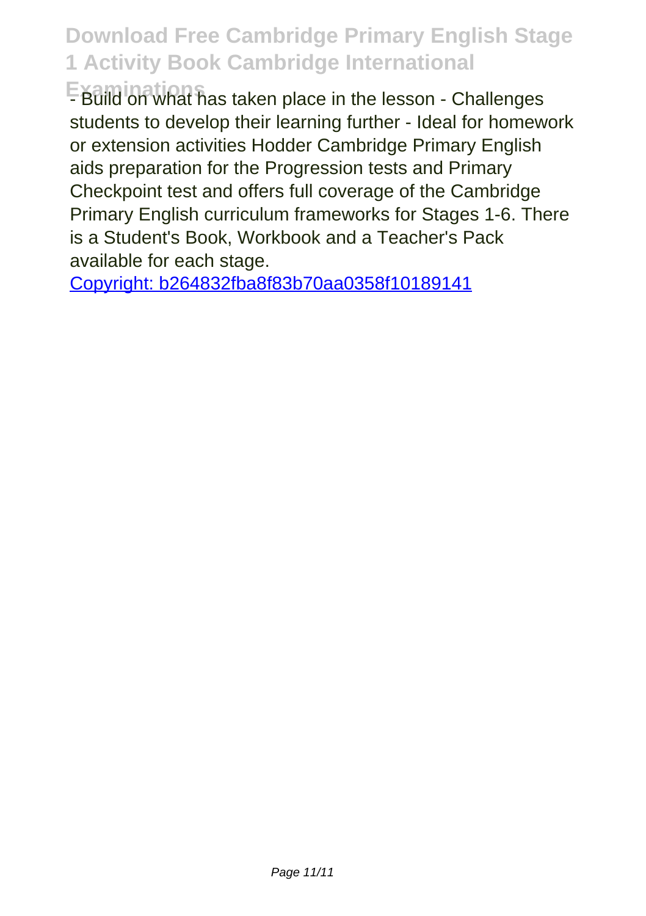- Build on what has taken place in the lesson - Challenges students to develop their learning further - Ideal for homework or extension activities Hodder Cambridge Primary English aids preparation for the Progression tests and Primary Checkpoint test and offers full coverage of the Cambridge Primary English curriculum frameworks for Stages 1-6. There is a Student's Book, Workbook and a Teacher's Pack available for each stage.

Copyright: b264832fba8f83b70aa0358f10189141